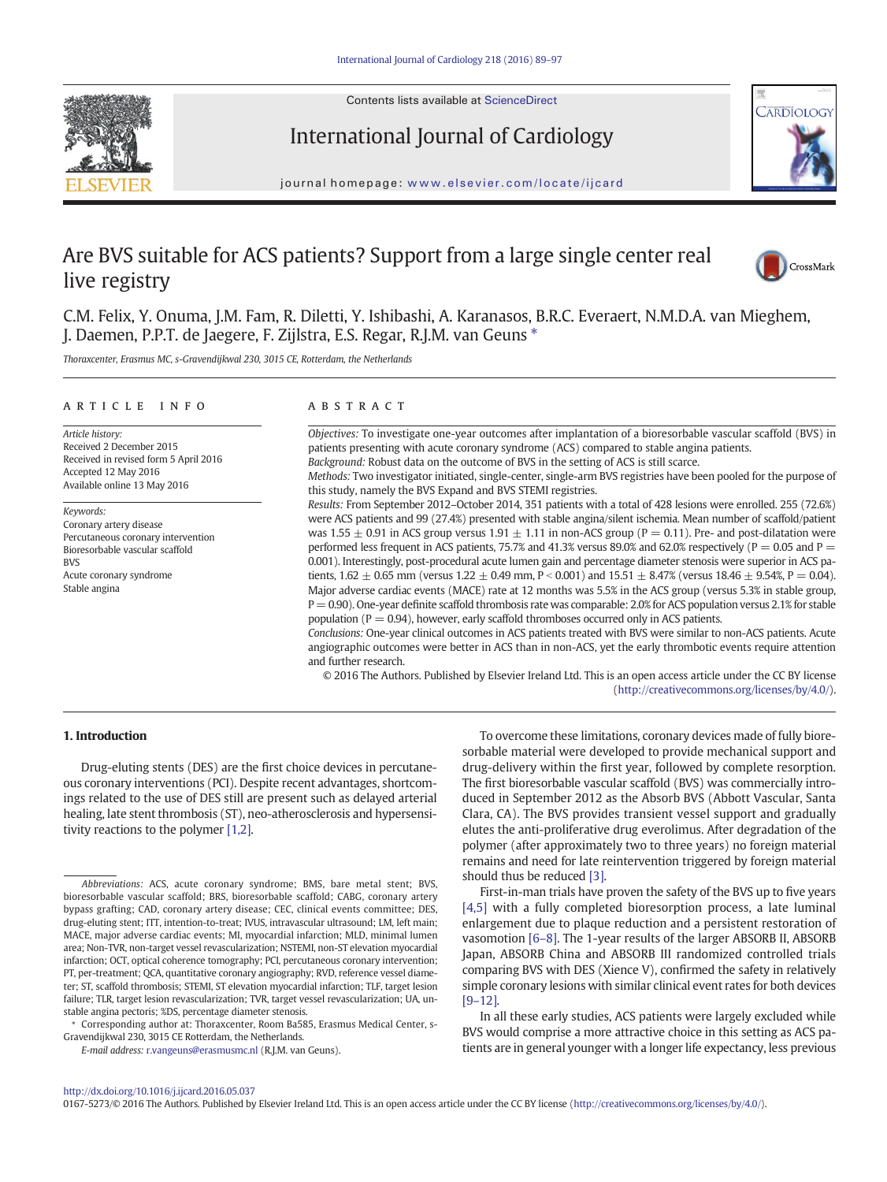# Are BVS suitable for ACS patients? Support from a large single center real live registry

C.M. Felix, Y. Onuma, J.M. Fam, R. Diletti, Y. Ishibashi, A. Karanasos, B.R.C. Everaert, N.M.D.A. van Mieghem, J. Daemen, P.P.T. de Jaegere, F. Zijlstra, E.S. Regar, R.J.M. van Geuns *

*Thoraxcenter, Erasmus MC, s-Gravendijkwal 230, 3015 CE, Rotterdam, the Netherlands*

## ARTICLE INFO

*Article history:*
Received 2 December 2015
Received in revised form 5 April 2016
Accepted 12 May 2016
Available online 13 May 2016

*Keywords:*
Coronary artery disease
Percutaneous coronary intervention
Bioresorbable vascular scaffold
BVS
Acute coronary syndrome
Stable angina

## ABSTRACT

*Objectives:* To investigate one-year outcomes after implantation of a bioresorbable vascular scaffold (BVS) in patients presenting with acute coronary syndrome (ACS) compared to stable angina patients.

*Background:* Robust data on the outcome of BVS in the setting of ACS is still scarce.

*Methods:* Two investigator initiated, single-center, single-arm BVS registries have been pooled for the purpose of this study, namely the BVS Expand and BVS STEMI registries.

*Results:* From September 2012–October 2014, 351 patients with a total of 428 lesions were enrolled. 255 (72.6%) were ACS patients and 99 (27.4%) presented with stable angina/silent ischemia. Mean number of scaffold/patient was 1.55 ± 0.91 in ACS group versus 1.91 ± 1.11 in non-ACS group ($P = 0.11$). Pre- and post-dilatation were performed less frequent in ACS patients, 75.7% and 41.3% versus 89.0% and 62.0% respectively ($P = 0.05$ and $P = 0.001$). Interestingly, post-procedural acute lumen gain and percentage diameter stenosis were superior in ACS patients, 1.62 ± 0.65 mm (versus 1.22 ± 0.49 mm, $P < 0.001$) and 15.51 ± 8.47% (versus 18.46 ± 9.54%, $P = 0.04$). Major adverse cardiac events (MACE) rate at 12 months was 5.5% in the ACS group (versus 5.3% in stable group, $P = 0.90$). One-year definite scaffold thrombosis rate was comparable: 2.0% for ACS population versus 2.1% for stable population ($P = 0.94$), however, early scaffold thromboses occurred only in ACS patients.

*Conclusions:* One-year clinical outcomes in ACS patients treated with BVS were similar to non-ACS patients. Acute angiographic outcomes were better in ACS than in non-ACS, yet the early thrombotic events require attention and further research.

© 2016 The Authors. Published by Elsevier Ireland Ltd. This is an open access article under the CC BY license (http://creativecommons.org/licenses/by/4.0/).

## 1. Introduction

Drug-eluting stents (DES) are the first choice devices in percutaneous coronary interventions (PCI). Despite recent advantages, shortcomings related to the use of DES still are present such as delayed arterial healing, late stent thrombosis (ST), neo-atherosclerosis and hypersensitivity reactions to the polymer [1,2].

To overcome these limitations, coronary devices made of fully bioresorbable material were developed to provide mechanical support and drug-delivery within the first year, followed by complete resorption. The first bioresorbable vascular scaffold (BVS) was commercially introduced in September 2012 as the Absorb BVS (Abbott Vascular, Santa Clara, CA). The BVS provides transient vessel support and gradually elutes the anti-proliferative drug everolimus. After degradation of the polymer (after approximately two to three years) no foreign material remains and need for late reintervention triggered by foreign material should thus be reduced [3].

First-in-man trials have proven the safety of the BVS up to five years [4,5] with a fully completed bioresorption process, a late luminal enlargement due to plaque reduction and a persistent restoration of vasomotion [6–8]. The 1-year results of the larger ABSORB II, ABSORB Japan, ABSORB China and ABSORB III randomized controlled trials comparing BVS with DES (Xience V), confirmed the safety in relatively simple coronary lesions with similar clinical event rates for both devices [9–12].

In all these early studies, ACS patients were largely excluded while BVS would comprise a more attractive choice in this setting as ACS patients are in general younger with a longer life expectancy, less previous

---

*Abbreviations:* ACS, acute coronary syndrome; BMS, bare metal stent; BVS, bioresorbable vascular scaffold; BRS, bioresorbable scaffold; CABG, coronary artery bypass grafting; CAD, coronary artery disease; CEC, clinical events committee; DES, drug-eluting stent; ITT, intention-to-treat; IVUS, intravascular ultrasound; LM, left main; MACE, major adverse cardiac events; MI, myocardial infarction; MLD, minimal lumen area; Non-TVR, non-target vessel revascularization; NSTEMI, non-ST elevation myocardial infarction; OCT, optical coherence tomography; PCI, percutaneous coronary intervention; PT, per-treatment; QCA, quantitative coronary angiography; RVD, reference vessel diameter; ST, scaffold thrombosis; STEMI, ST elevation myocardial infarction; TLF, target lesion failure; TLR, target lesion revascularization; TVR, target vessel revascularization; UA, unstable angina pectoris; %DS, percentage diameter stenosis.

* Corresponding author at: Thoraxcenter, Room Ba585, Erasmus Medical Center, s-Gravendijkwal 230, 3015 CE Rotterdam, the Netherlands.

*E-mail address:* r.vangeuns@erasmusmc.nl (R.J.M. van Geuns).

http://dx.doi.org/10.1016/j.ijcard.2016.05.037
0167-5273/© 2016 The Authors. Published by Elsevier Ireland Ltd. This is an open access article under the CC BY license (http://creativecommons.org/licenses/by/4.0/).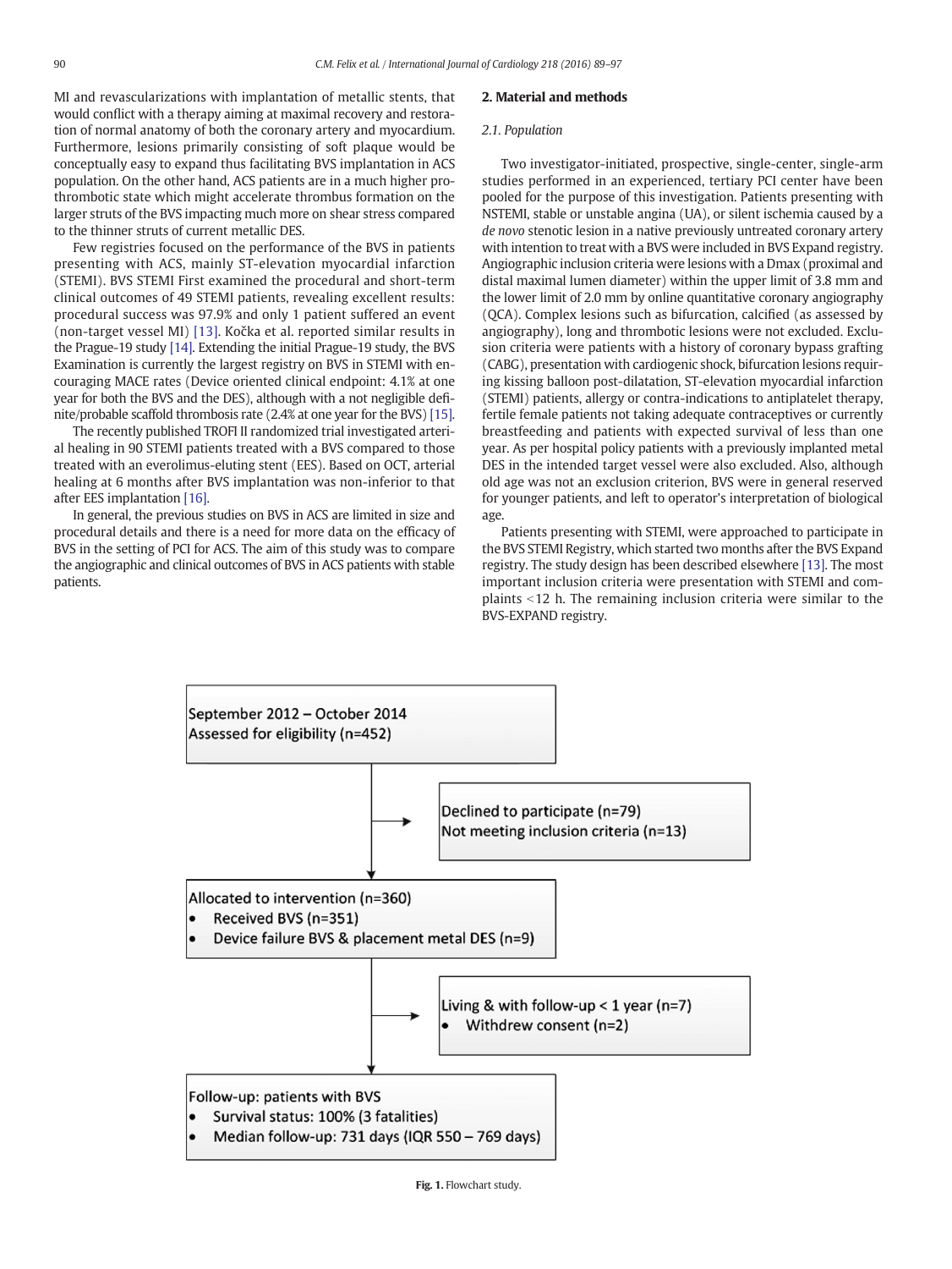MI and revascularizations with implantation of metallic stents, that would conflict with a therapy aiming at maximal recovery and restoration of normal anatomy of both the coronary artery and myocardium. Furthermore, lesions primarily consisting of soft plaque would be conceptually easy to expand thus facilitating BVS implantation in ACS population. On the other hand, ACS patients are in a much higher prothrombotic state which might accelerate thrombus formation on the larger struts of the BVS impacting much more on shear stress compared to the thinner struts of current metallic DES.

Few registries focused on the performance of the BVS in patients presenting with ACS, mainly ST-elevation myocardial infarction (STEMI). BVS STEMI First examined the procedural and short-term clinical outcomes of 49 STEMI patients, revealing excellent results: procedural success was 97.9% and only 1 patient suffered an event (non-target vessel MI) [13]. Kočka et al. reported similar results in the Prague-19 study [14]. Extending the initial Prague-19 study, the BVS Examination is currently the largest registry on BVS in STEMI with encouraging MACE rates (Device oriented clinical endpoint: 4.1% at one year for both the BVS and the DES), although with a not negligible definite/probable scaffold thrombosis rate (2.4% at one year for the BVS) [15].

The recently published TROFI II randomized trial investigated arterial healing in 90 STEMI patients treated with a BVS compared to those treated with an everolimus-eluting stent (EES). Based on OCT, arterial healing at 6 months after BVS implantation was non-inferior to that after EES implantation [16].

In general, the previous studies on BVS in ACS are limited in size and procedural details and there is a need for more data on the efficacy of BVS in the setting of PCI for ACS. The aim of this study was to compare the angiographic and clinical outcomes of BVS in ACS patients with stable patients.

## 2. Material and methods

### 2.1. Population

Two investigator-initiated, prospective, single-center, single-arm studies performed in an experienced, tertiary PCI center have been pooled for the purpose of this investigation. Patients presenting with NSTEMI, stable or unstable angina (UA), or silent ischemia caused by a *de novo* stenotic lesion in a native previously untreated coronary artery with intention to treat with a BVS were included in BVS Expand registry. Angiographic inclusion criteria were lesions with a Dmax (proximal and distal maximal lumen diameter) within the upper limit of 3.8 mm and the lower limit of 2.0 mm by online quantitative coronary angiography (QCA). Complex lesions such as bifurcation, calcified (as assessed by angiography), long and thrombotic lesions were not excluded. Exclusion criteria were patients with a history of coronary bypass grafting (CABG), presentation with cardiogenic shock, bifurcation lesions requiring kissing balloon post-dilatation, ST-elevation myocardial infarction (STEMI) patients, allergy or contra-indications to antiplatelet therapy, fertile female patients not taking adequate contraceptives or currently breastfeeding and patients with expected survival of less than one year. As per hospital policy patients with a previously implanted metal DES in the intended target vessel were also excluded. Also, although old age was not an exclusion criterion, BVS were in general reserved for younger patients, and left to operator's interpretation of biological age.

Patients presenting with STEMI, were approached to participate in the BVS STEMI Registry, which started two months after the BVS Expand registry. The study design has been described elsewhere [13]. The most important inclusion criteria were presentation with STEMI and complaints <12 h. The remaining inclusion criteria were similar to the BVS-EXPAND registry.

September 2012 – October 2014
Assessed for eligibility (n=452)

Declined to participate (n=79)
Not meeting inclusion criteria (n=13)

Allocated to intervention (n=360)
- Received BVS (n=351)
- Device failure BVS & placement metal DES (n=9)

Living & with follow-up < 1 year (n=7)
- Withdrew consent (n=2)

Follow-up: patients with BVS
- Survival status: 100% (3 fatalities)
- Median follow-up: 731 days (IQR 550 – 769 days)

**Fig. 1.** Flowchart study.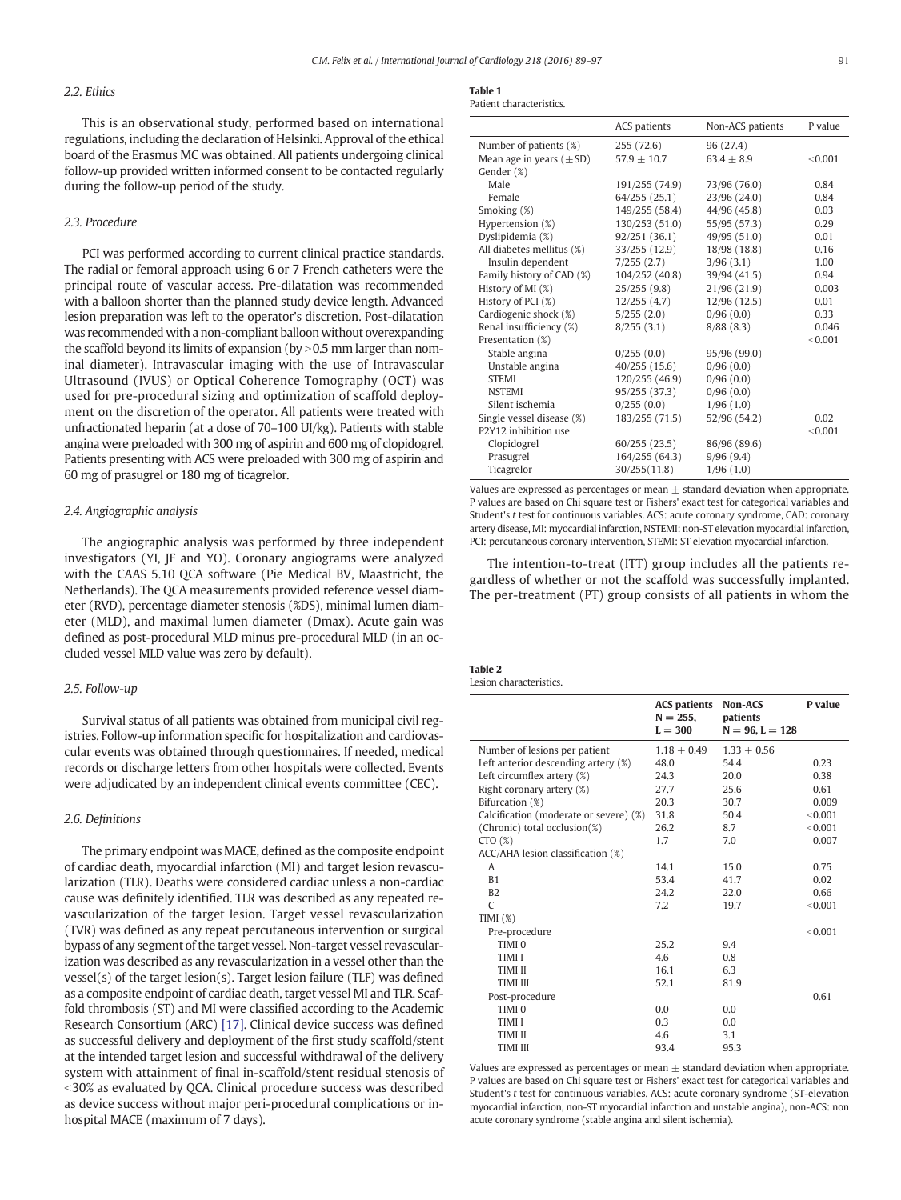### 2.2. Ethics

This is an observational study, performed based on international regulations, including the declaration of Helsinki. Approval of the ethical board of the Erasmus MC was obtained. All patients undergoing clinical follow-up provided written informed consent to be contacted regularly during the follow-up period of the study.

### 2.3. Procedure

PCI was performed according to current clinical practice standards. The radial or femoral approach using 6 or 7 French catheters were the principal route of vascular access. Pre-dilatation was recommended with a balloon shorter than the planned study device length. Advanced lesion preparation was left to the operator's discretion. Post-dilatation was recommended with a non-compliant balloon without overexpanding the scaffold beyond its limits of expansion (by >0.5 mm larger than nominal diameter). Intravascular imaging with the use of Intravascular Ultrasound (IVUS) or Optical Coherence Tomography (OCT) was used for pre-procedural sizing and optimization of scaffold deployment on the discretion of the operator. All patients were treated with unfractionated heparin (at a dose of 70–100 UI/kg). Patients with stable angina were preloaded with 300 mg of aspirin and 600 mg of clopidogrel. Patients presenting with ACS were preloaded with 300 mg of aspirin and 60 mg of prasugrel or 180 mg of ticagrelor.

### 2.4. Angiographic analysis

The angiographic analysis was performed by three independent investigators (YI, JF and YO). Coronary angiograms were analyzed with the CAAS 5.10 QCA software (Pie Medical BV, Maastricht, the Netherlands). The QCA measurements provided reference vessel diameter (RVD), percentage diameter stenosis (%DS), minimal lumen diameter (MLD), and maximal lumen diameter (Dmax). Acute gain was defined as post-procedural MLD minus pre-procedural MLD (in an occluded vessel MLD value was zero by default).

### 2.5. Follow-up

Survival status of all patients was obtained from municipal civil registries. Follow-up information specific for hospitalization and cardiovascular events was obtained through questionnaires. If needed, medical records or discharge letters from other hospitals were collected. Events were adjudicated by an independent clinical events committee (CEC).

### 2.6. Definitions

The primary endpoint was MACE, defined as the composite endpoint of cardiac death, myocardial infarction (MI) and target lesion revascularization (TLR). Deaths were considered cardiac unless a non-cardiac cause was definitely identified. TLR was described as any repeated revascularization of the target lesion. Target vessel revascularization (TVR) was defined as any repeat percutaneous intervention or surgical bypass of any segment of the target vessel. Non-target vessel revascularization was described as any revascularization in a vessel other than the vessel(s) of the target lesion(s). Target lesion failure (TLF) was defined as a composite endpoint of cardiac death, target vessel MI and TLR. Scaffold thrombosis (ST) and MI were classified according to the Academic Research Consortium (ARC) [17]. Clinical device success was defined as successful delivery and deployment of the first study scaffold/stent at the intended target lesion and successful withdrawal of the delivery system with attainment of final in-scaffold/stent residual stenosis of <30% as evaluated by QCA. Clinical procedure success was described as device success without major peri-procedural complications or in-hospital MACE (maximum of 7 days).

**Table 1**
Patient characteristics.

| | ACS patients | Non-ACS patients | P value |
|---|---|---|---|
| Number of patients (%) | 255 (72.6) | 96 (27.4) | |
| Mean age in years (±SD) | 57.9 ± 10.7 | 63.4 ± 8.9 | <0.001 |
| Gender (%) | | | |
| Male | 191/255 (74.9) | 73/96 (76.0) | 0.84 |
| Female | 64/255 (25.1) | 23/96 (24.0) | 0.84 |
| Smoking (%) | 149/255 (58.4) | 44/96 (45.8) | 0.03 |
| Hypertension (%) | 130/253 (51.0) | 55/95 (57.3) | 0.29 |
| Dyslipidemia (%) | 92/251 (36.1) | 49/95 (51.0) | 0.01 |
| All diabetes mellitus (%) | 33/255 (12.9) | 18/98 (18.8) | 0.16 |
| Insulin dependent | 7/255 (2.7) | 3/96 (3.1) | 1.00 |
| Family history of CAD (%) | 104/252 (40.8) | 39/94 (41.5) | 0.94 |
| History of MI (%) | 25/255 (9.8) | 21/96 (21.9) | 0.003 |
| History of PCI (%) | 12/255 (4.7) | 12/96 (12.5) | 0.01 |
| Cardiogenic shock (%) | 5/255 (2.0) | 0/96 (0.0) | 0.33 |
| Renal insufficiency (%) | 8/255 (3.1) | 8/88 (8.3) | 0.046 |
| Presentation (%) | | | <0.001 |
| Stable angina | 0/255 (0.0) | 95/96 (99.0) | |
| Unstable angina | 40/255 (15.6) | 0/96 (0.0) | |
| STEMI | 120/255 (46.9) | 0/96 (0.0) | |
| NSTEMI | 95/255 (37.3) | 0/96 (0.0) | |
| Silent ischemia | 0/255 (0.0) | 1/96 (1.0) | |
| Single vessel disease (%) | 183/255 (71.5) | 52/96 (54.2) | 0.02 |
| P2Y12 inhibition use | | | <0.001 |
| Clopidogrel | 60/255 (23.5) | 86/96 (89.6) | |
| Prasugrel | 164/255 (64.3) | 9/96 (9.4) | |
| Ticagrelor | 30/255(11.8) | 1/96 (1.0) | |

Values are expressed as percentages or mean ± standard deviation when appropriate. P values are based on Chi square test or Fishers' exact test for categorical variables and Student's *t* test for continuous variables. ACS: acute coronary syndrome, CAD: coronary artery disease, MI: myocardial infarction, NSTEMI: non-ST elevation myocardial infarction, PCI: percutaneous coronary intervention, STEMI: ST elevation myocardial infarction.

The intention-to-treat (ITT) group includes all the patients regardless of whether or not the scaffold was successfully implanted. The per-treatment (PT) group consists of all patients in whom the

**Table 2**
Lesion characteristics.

| | **ACS patients N = 255, L = 300** | **Non-ACS patients N = 96, L = 128** | **P value** |
|---|---|---|---|
| Number of lesions per patient | 1.18 ± 0.49 | 1.33 ± 0.56 | |
| Left anterior descending artery (%) | 48.0 | 54.4 | 0.23 |
| Left circumflex artery (%) | 24.3 | 20.0 | 0.38 |
| Right coronary artery (%) | 27.7 | 25.6 | 0.61 |
| Bifurcation (%) | 20.3 | 30.7 | 0.009 |
| Calcification (moderate or severe) (%) | 31.8 | 50.4 | <0.001 |
| (Chronic) total occlusion(%) | 26.2 | 8.7 | <0.001 |
| CTO (%) | 1.7 | 7.0 | 0.007 |
| ACC/AHA lesion classification (%) | | | |
| A | 14.1 | 15.0 | 0.75 |
| B1 | 53.4 | 41.7 | 0.02 |
| B2 | 24.2 | 22.0 | 0.66 |
| C | 7.2 | 19.7 | <0.001 |
| TIMI (%) | | | |
| Pre-procedure | | | <0.001 |
| TIMI 0 | 25.2 | 9.4 | |
| TIMI I | 4.6 | 0.8 | |
| TIMI II | 16.1 | 6.3 | |
| TIMI III | 52.1 | 81.9 | |
| Post-procedure | | | 0.61 |
| TIMI 0 | 0.0 | 0.0 | |
| TIMI I | 0.3 | 0.0 | |
| TIMI II | 4.6 | 3.1 | |
| TIMI III | 93.4 | 95.3 | |

Values are expressed as percentages or mean ± standard deviation when appropriate. P values are based on Chi square test or Fishers' exact test for categorical variables and Student's *t* test for continuous variables. ACS: acute coronary syndrome (ST-elevation myocardial infarction, non-ST myocardial infarction and unstable angina), non-ACS: non acute coronary syndrome (stable angina and silent ischemia).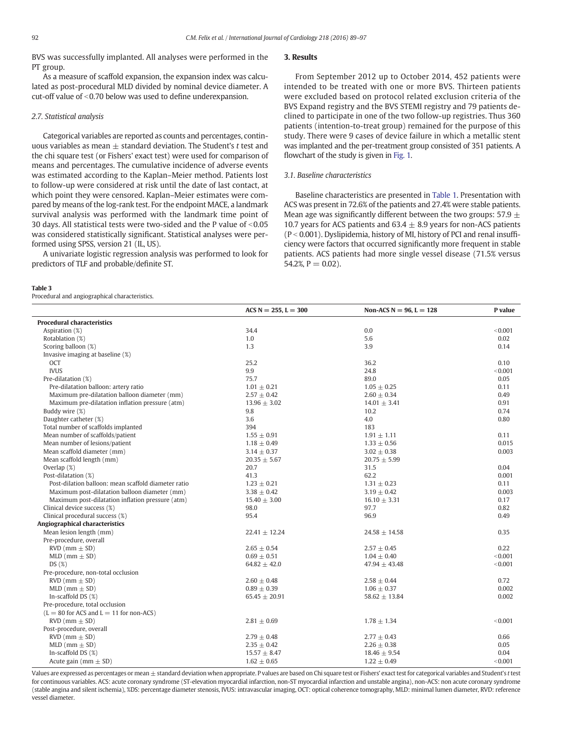BVS was successfully implanted. All analyses were performed in the PT group.

As a measure of scaffold expansion, the expansion index was calculated as post-procedural MLD divided by nominal device diameter. A cut-off value of <0.70 below was used to define underexpansion.

### 2.7. Statistical analysis

Categorical variables are reported as counts and percentages, continuous variables as mean ± standard deviation. The Student's *t* test and the chi square test (or Fishers' exact test) were used for comparison of means and percentages. The cumulative incidence of adverse events was estimated according to the Kaplan–Meier method. Patients lost to follow-up were considered at risk until the date of last contact, at which point they were censored. Kaplan–Meier estimates were compared by means of the log-rank test. For the endpoint MACE, a landmark survival analysis was performed with the landmark time point of 30 days. All statistical tests were two-sided and the P value of <0.05 was considered statistically significant. Statistical analyses were performed using SPSS, version 21 (IL, US).

A univariate logistic regression analysis was performed to look for predictors of TLF and probable/definite ST.

## 3. Results

From September 2012 up to October 2014, 452 patients were intended to be treated with one or more BVS. Thirteen patients were excluded based on protocol related exclusion criteria of the BVS Expand registry and the BVS STEMI registry and 79 patients declined to participate in one of the two follow-up registries. Thus 360 patients (intention-to-treat group) remained for the purpose of this study. There were 9 cases of device failure in which a metallic stent was implanted and the per-treatment group consisted of 351 patients. A flowchart of the study is given in Fig. 1.

### 3.1. Baseline characteristics

Baseline characteristics are presented in Table 1. Presentation with ACS was present in 72.6% of the patients and 27.4% were stable patients. Mean age was significantly different between the two groups: 57.9 ± 10.7 years for ACS patients and 63.4 ± 8.9 years for non-ACS patients (P < 0.001). Dyslipidemia, history of MI, history of PCI and renal insufficiency were factors that occurred significantly more frequent in stable patients. ACS patients had more single vessel disease (71.5% versus 54.2%, P = 0.02).

**Table 3**
Procedural and angiographical characteristics.

| | ACS N = 255, L = 300 | Non-ACS N = 96, L = 128 | P value |
|---|---|---|---|
| **Procedural characteristics** | | | |
| Aspiration (%) | 34.4 | 0.0 | <0.001 |
| Rotablation (%) | 1.0 | 5.6 | 0.02 |
| Scoring balloon (%) | 1.3 | 3.9 | 0.14 |
| Invasive imaging at baseline (%) | | | |
| OCT | 25.2 | 36.2 | 0.10 |
| IVUS | 9.9 | 24.8 | <0.001 |
| Pre-dilatation (%) | 75.7 | 89.0 | 0.05 |
| Pre-dilatation balloon: artery ratio | 1.01 ± 0.21 | 1.05 ± 0.25 | 0.11 |
| Maximum pre-dilatation balloon diameter (mm) | 2.57 ± 0.42 | 2.60 ± 0.34 | 0.49 |
| Maximum pre-dilatation inflation pressure (atm) | 13.96 ± 3.02 | 14.01 ± 3.41 | 0.91 |
| Buddy wire (%) | 9.8 | 10.2 | 0.74 |
| Daughter catheter (%) | 3.6 | 4.0 | 0.80 |
| Total number of scaffolds implanted | 394 | 183 | |
| Mean number of scaffolds/patient | 1.55 ± 0.91 | 1.91 ± 1.11 | 0.11 |
| Mean number of lesions/patient | 1.18 ± 0.49 | 1.33 ± 0.56 | 0.015 |
| Mean scaffold diameter (mm) | 3.14 ± 0.37 | 3.02 ± 0.38 | 0.003 |
| Mean scaffold length (mm) | 20.35 ± 5.67 | 20.75 ± 5.99 | |
| Overlap (%) | 20.7 | 31.5 | 0.04 |
| Post-dilatation (%) | 41.3 | 62.2 | 0.001 |
| Post-dilation balloon: mean scaffold diameter ratio | 1.23 ± 0.21 | 1.31 ± 0.23 | 0.11 |
| Maximum post-dilatation balloon diameter (mm) | 3.38 ± 0.42 | 3.19 ± 0.42 | 0.003 |
| Maximum post-dilatation inflation pressure (atm) | 15.40 ± 3.00 | 16.10 ± 3.31 | 0.17 |
| Clinical device success (%) | 98.0 | 97.7 | 0.82 |
| Clinical procedural success (%) | 95.4 | 96.9 | 0.49 |
| **Angiographical characteristics** | | | |
| Mean lesion length (mm) | 22.41 ± 12.24 | 24.58 ± 14.58 | 0.35 |
| Pre-procedure, overall | | | |
| RVD (mm ± SD) | 2.65 ± 0.54 | 2.57 ± 0.45 | 0.22 |
| MLD (mm ± SD) | 0.69 ± 0.51 | 1.04 ± 0.40 | <0.001 |
| DS (%) | 64.82 ± 42.0 | 47.94 ± 43.48 | <0.001 |
| Pre-procedure, non-total occlusion | | | |
| RVD (mm ± SD) | 2.60 ± 0.48 | 2.58 ± 0.44 | 0.72 |
| MLD (mm ± SD) | 0.89 ± 0.39 | 1.06 ± 0.37 | 0.002 |
| In-scaffold DS (%) | 65.45 ± 20.91 | 58.62 ± 13.84 | 0.002 |
| Pre-procedure, total occlusion (L = 80 for ACS and L = 11 for non-ACS) | | | |
| RVD (mm ± SD) | 2.81 ± 0.69 | 1.78 ± 1.34 | <0.001 |
| Post-procedure, overall | | | |
| RVD (mm ± SD) | 2.79 ± 0.48 | 2.77 ± 0.43 | 0.66 |
| MLD (mm ± SD) | 2.35 ± 0.42 | 2.26 ± 0.38 | 0.05 |
| In-scaffold DS (%) | 15.57 ± 8.47 | 18.46 ± 9.54 | 0.04 |
| Acute gain (mm ± SD) | 1.62 ± 0.65 | 1.22 ± 0.49 | <0.001 |

Values are expressed as percentages or mean ± standard deviation when appropriate. P values are based on Chi square test or Fishers' exact test for categorical variables and Student's *t* test for continuous variables. ACS: acute coronary syndrome (ST-elevation myocardial infarction, non-ST myocardial infarction and unstable angina), non-ACS: non acute coronary syndrome (stable angina and silent ischemia), %DS: percentage diameter stenosis, IVUS: intravascular imaging, OCT: optical coherence tomography, MLD: minimal lumen diameter, RVD: reference vessel diameter.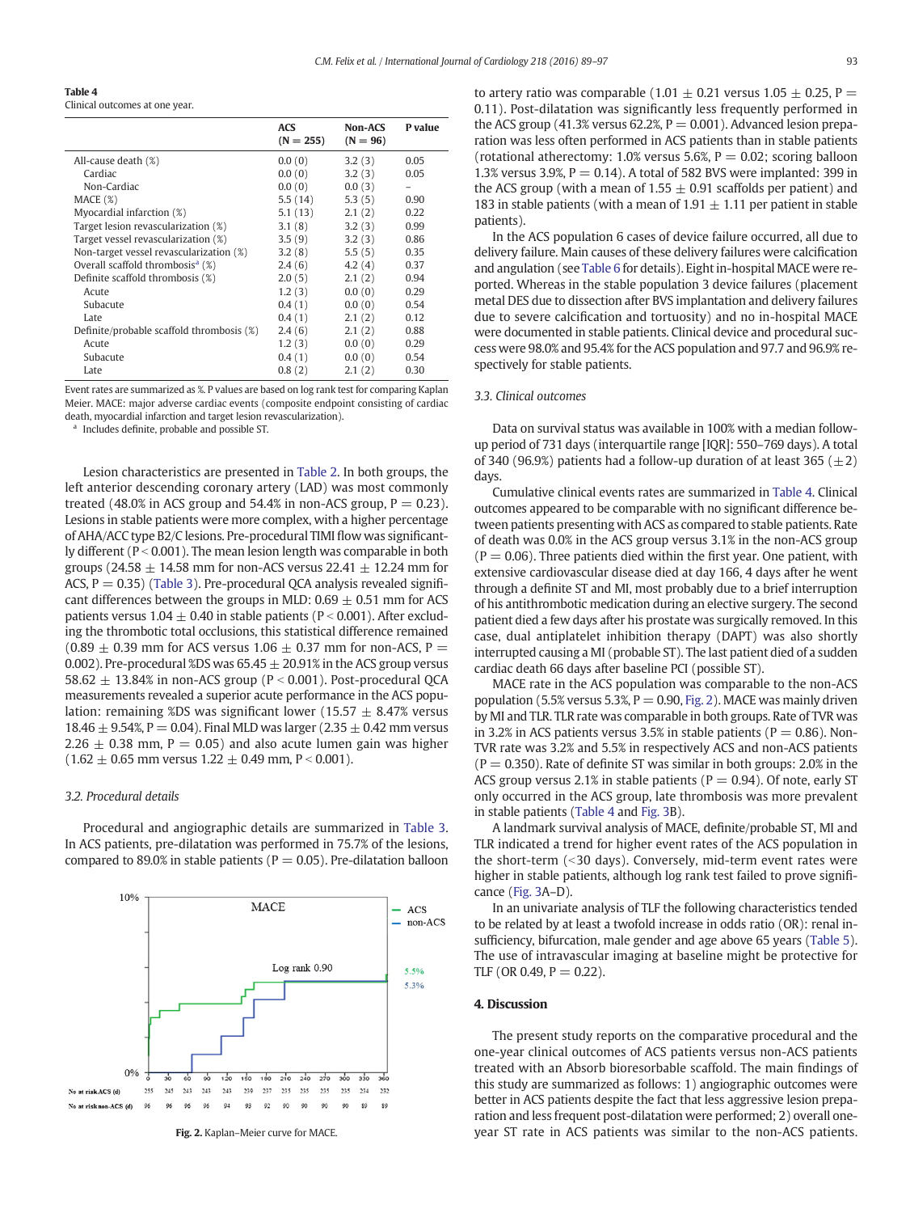**Table 4**
Clinical outcomes at one year.

| | ACS (N = 255) | Non-ACS (N = 96) | P value |
|---|---|---|---|
| All-cause death (%) | 0.0 (0) | 3.2 (3) | 0.05 |
| Cardiac | 0.0 (0) | 3.2 (3) | 0.05 |
| Non-Cardiac | 0.0 (0) | 0.0 (3) | – |
| MACE (%) | 5.5 (14) | 5.3 (5) | 0.90 |
| Myocardial infarction (%) | 5.1 (13) | 2.1 (2) | 0.22 |
| Target lesion revascularization (%) | 3.1 (8) | 3.2 (3) | 0.99 |
| Target vessel revascularization (%) | 3.5 (9) | 3.2 (3) | 0.86 |
| Non-target vessel revascularization (%) | 3.2 (8) | 5.5 (5) | 0.35 |
| Overall scaffold thrombosis[a] (%) | 2.4 (6) | 4.2 (4) | 0.37 |
| Definite scaffold thrombosis (%) | 2.0 (5) | 2.1 (2) | 0.94 |
| Acute | 1.2 (3) | 0.0 (0) | 0.29 |
| Subacute | 0.4 (1) | 0.0 (0) | 0.54 |
| Late | 0.4 (1) | 2.1 (2) | 0.12 |
| Definite/probable scaffold thrombosis (%) | 2.4 (6) | 2.1 (2) | 0.88 |
| Acute | 1.2 (3) | 0.0 (0) | 0.29 |
| Subacute | 0.4 (1) | 0.0 (0) | 0.54 |
| Late | 0.8 (2) | 2.1 (2) | 0.30 |

Event rates are summarized as %. P values are based on log rank test for comparing Kaplan Meier. MACE: major adverse cardiac events (composite endpoint consisting of cardiac death, myocardial infarction and target lesion revascularization).
[a] Includes definite, probable and possible ST.

Lesion characteristics are presented in Table 2. In both groups, the left anterior descending coronary artery (LAD) was most commonly treated (48.0% in ACS group and 54.4% in non-ACS group, P = 0.23). Lesions in stable patients were more complex, with a higher percentage of AHA/ACC type B2/C lesions. Pre-procedural TIMI flow was significantly different (P < 0.001). The mean lesion length was comparable in both groups (24.58 ± 14.58 mm for non-ACS versus 22.41 ± 12.24 mm for ACS, P = 0.35) (Table 3). Pre-procedural QCA analysis revealed significant differences between the groups in MLD: 0.69 ± 0.51 mm for ACS patients versus 1.04 ± 0.40 in stable patients (P < 0.001). After excluding the thrombotic total occlusions, this statistical difference remained (0.89 ± 0.39 mm for ACS versus 1.06 ± 0.37 mm for non-ACS, P = 0.002). Pre-procedural %DS was 65.45 ± 20.91% in the ACS group versus 58.62 ± 13.84% in non-ACS group (P < 0.001). Post-procedural QCA measurements revealed a superior acute performance in the ACS population: remaining %DS was significant lower (15.57 ± 8.47% versus 18.46 ± 9.54%, P = 0.04). Final MLD was larger (2.35 ± 0.42 mm versus 2.26 ± 0.38 mm, P = 0.05) and also acute lumen gain was higher (1.62 ± 0.65 mm versus 1.22 ± 0.49 mm, P < 0.001).

### 3.2. Procedural details

Procedural and angiographic details are summarized in Table 3. In ACS patients, pre-dilatation was performed in 75.7% of the lesions, compared to 89.0% in stable patients (P = 0.05). Pre-dilatation balloon to artery ratio was comparable (1.01 ± 0.21 versus 1.05 ± 0.25, P = 0.11). Post-dilatation was significantly less frequently performed in the ACS group (41.3% versus 62.2%, P = 0.001). Advanced lesion preparation was less often performed in ACS patients than in stable patients (rotational atherectomy: 1.0% versus 5.6%, P = 0.02; scoring balloon 1.3% versus 3.9%, P = 0.14). A total of 582 BVS were implanted: 399 in the ACS group (with a mean of 1.55 ± 0.91 scaffolds per patient) and 183 in stable patients (with a mean of 1.91 ± 1.11 per patient in stable patients).

In the ACS population 6 cases of device failure occurred, all due to delivery failure. Main causes of these delivery failures were calcification and angulation (see Table 6 for details). Eight in-hospital MACE were reported. Whereas in the stable population 3 device failures (placement metal DES due to dissection after BVS implantation and delivery failures due to severe calcification and tortuosity) and no in-hospital MACE were documented in stable patients. Clinical device and procedural success were 98.0% and 95.4% for the ACS population and 97.7 and 96.9% respectively for stable patients.

### 3.3. Clinical outcomes

Data on survival status was available in 100% with a median follow-up period of 731 days (interquartile range [IQR]: 550–769 days). A total of 340 (96.9%) patients had a follow-up duration of at least 365 (±2) days.

Cumulative clinical events rates are summarized in Table 4. Clinical outcomes appeared to be comparable with no significant difference between patients presenting with ACS as compared to stable patients. Rate of death was 0.0% in the ACS group versus 3.1% in the non-ACS group (P = 0.06). Three patients died within the first year. One patient, with extensive cardiovascular disease died at day 166, 4 days after he went through a definite ST and MI, most probably due to a brief interruption of his antithrombotic medication during an elective surgery. The second patient died a few days after his prostate was surgically removed. In this case, dual antiplatelet inhibition therapy (DAPT) was also shortly interrupted causing a MI (probable ST). The last patient died of a sudden cardiac death 66 days after baseline PCI (possible ST).

MACE rate in the ACS population was comparable to the non-ACS population (5.5% versus 5.3%, P = 0.90, Fig. 2). MACE was mainly driven by MI and TLR. TLR rate was comparable in both groups. Rate of TVR was in 3.2% in ACS patients versus 3.5% in stable patients (P = 0.86). Non-TVR rate was 3.2% and 5.5% in respectively ACS and non-ACS patients (P = 0.350). Rate of definite ST was similar in both groups: 2.0% in the ACS group versus 2.1% in stable patients (P = 0.94). Of note, early ST only occurred in the ACS group, late thrombosis was more prevalent in stable patients (Table 4 and Fig. 3B).

A landmark survival analysis of MACE, definite/probable ST, MI and TLR indicated a trend for higher event rates of the ACS population in the short-term (<30 days). Conversely, mid-term event rates were higher in stable patients, although log rank test failed to prove significance (Fig. 3A–D).

In an univariate analysis of TLF the following characteristics tended to be related by at least a twofold increase in odds ratio (OR): renal insufficiency, bifurcation, male gender and age above 65 years (Table 5). The use of intravascular imaging at baseline might be protective for TLF (OR 0.49, P = 0.22).

Fig. 2. Kaplan–Meier curve for MACE.

## 4. Discussion

The present study reports on the comparative procedural and the one-year clinical outcomes of ACS patients versus non-ACS patients treated with an Absorb bioresorbable scaffold. The main findings of this study are summarized as follows: 1) angiographic outcomes were better in ACS patients despite the fact that less aggressive lesion preparation and less frequent post-dilatation were performed; 2) overall one-year ST rate in ACS patients was similar to the non-ACS patients.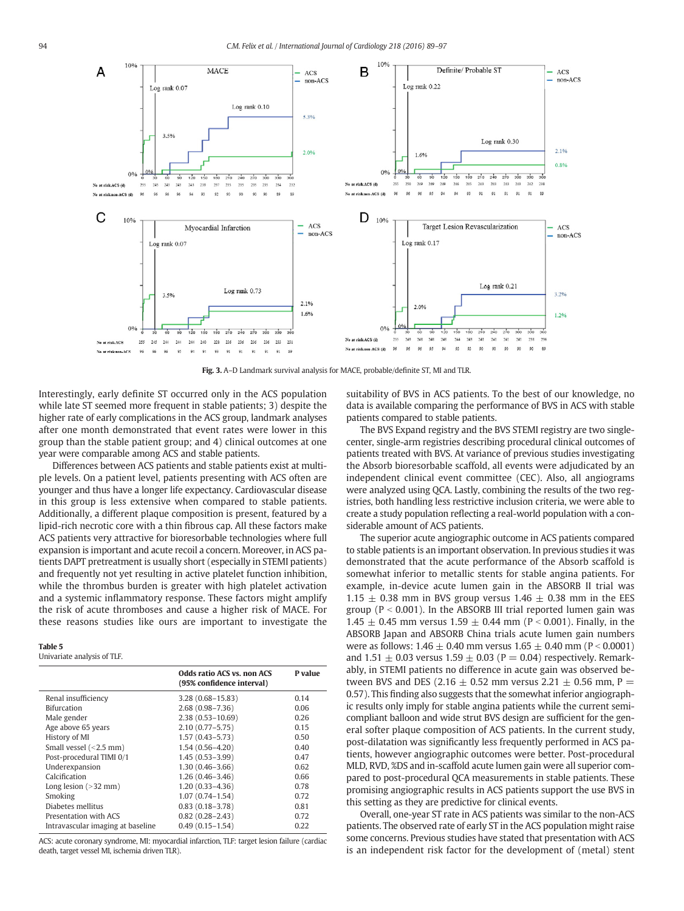Fig. 3. A–D Landmark survival analysis for MACE, probable/definite ST, MI and TLR.

Interestingly, early definite ST occurred only in the ACS population while late ST seemed more frequent in stable patients; 3) despite the higher rate of early complications in the ACS group, landmark analyses after one month demonstrated that event rates were lower in this group than the stable patient group; and 4) clinical outcomes at one year were comparable among ACS and stable patients.

Differences between ACS patients and stable patients exist at multiple levels. On a patient level, patients presenting with ACS often are younger and thus have a longer life expectancy. Cardiovascular disease in this group is less extensive when compared to stable patients. Additionally, a different plaque composition is present, featured by a lipid-rich necrotic core with a thin fibrous cap. All these factors make ACS patients very attractive for bioresorbable technologies where full expansion is important and acute recoil a concern. Moreover, in ACS patients DAPT pretreatment is usually short (especially in STEMI patients) and frequently not yet resulting in active platelet function inhibition, while the thrombus burden is greater with high platelet activation and a systemic inflammatory response. These factors might amplify the risk of acute thromboses and cause a higher risk of MACE. For these reasons studies like ours are important to investigate the suitability of BVS in ACS patients. To the best of our knowledge, no data is available comparing the performance of BVS in ACS with stable patients compared to stable patients.

**Table 5**
Univariate analysis of TLF.

| | Odds ratio ACS vs. non ACS (95% confidence interval) | P value |
|---|---|---|
| Renal insufficiency | 3.28 (0.68–15.83) | 0.14 |
| Bifurcation | 2.68 (0.98–7.36) | 0.06 |
| Male gender | 2.38 (0.53–10.69) | 0.26 |
| Age above 65 years | 2.10 (0.77–5.75) | 0.15 |
| History of MI | 1.57 (0.43–5.73) | 0.50 |
| Small vessel (<2.5 mm) | 1.54 (0.56–4.20) | 0.40 |
| Post-procedural TIMI 0/1 | 1.45 (0.53–3.99) | 0.47 |
| Underexpansion | 1.30 (0.46–3.66) | 0.62 |
| Calcification | 1.26 (0.46–3.46) | 0.66 |
| Long lesion (>32 mm) | 1.20 (0.33–4.36) | 0.78 |
| Smoking | 1.07 (0.74–1.54) | 0.72 |
| Diabetes mellitus | 0.83 (0.18–3.78) | 0.81 |
| Presentation with ACS | 0.82 (0.28–2.43) | 0.72 |
| Intravascular imaging at baseline | 0.49 (0.15–1.54) | 0.22 |

ACS: acute coronary syndrome, MI: myocardial infarction, TLF: target lesion failure (cardiac death, target vessel MI, ischemia driven TLR).

The BVS Expand registry and the BVS STEMI registry are two single-center, single-arm registries describing procedural clinical outcomes of patients treated with BVS. At variance of previous studies investigating the Absorb bioresorbable scaffold, all events were adjudicated by an independent clinical event committee (CEC). Also, all angiograms were analyzed using QCA. Lastly, combining the results of the two registries, both handling less restrictive inclusion criteria, we were able to create a study population reflecting a real-world population with a considerable amount of ACS patients.

The superior acute angiographic outcome in ACS patients compared to stable patients is an important observation. In previous studies it was demonstrated that the acute performance of the Absorb scaffold is somewhat inferior to metallic stents for stable angina patients. For example, in-device acute lumen gain in the ABSORB II trial was 1.15 ± 0.38 mm in BVS group versus 1.46 ± 0.38 mm in the EES group (P < 0.001). In the ABSORB III trial reported lumen gain was 1.45 ± 0.45 mm versus 1.59 ± 0.44 mm (P < 0.001). Finally, in the ABSORB Japan and ABSORB China trials acute lumen gain numbers were as follows: 1.46 ± 0.40 mm versus 1.65 ± 0.40 mm (P < 0.0001) and 1.51 ± 0.03 versus 1.59 ± 0.03 (P = 0.04) respectively. Remarkably, in STEMI patients no difference in acute gain was observed between BVS and DES (2.16 ± 0.52 mm versus 2.21 ± 0.56 mm, P = 0.57). This finding also suggests that the somewhat inferior angiographic results only imply for stable angina patients while the current semi-compliant balloon and wide strut BVS design are sufficient for the general softer plaque composition of ACS patients. In the current study, post-dilatation was significantly less frequently performed in ACS patients, however angiographic outcomes were better. Post-procedural MLD, RVD, %DS and in-scaffold acute lumen gain were all superior compared to post-procedural QCA measurements in stable patients. These promising angiographic results in ACS patients support the use BVS in this setting as they are predictive for clinical events.

Overall, one-year ST rate in ACS patients was similar to the non-ACS patients. The observed rate of early ST in the ACS population might raise some concerns. Previous studies have stated that presentation with ACS is an independent risk factor for the development of (metal) stent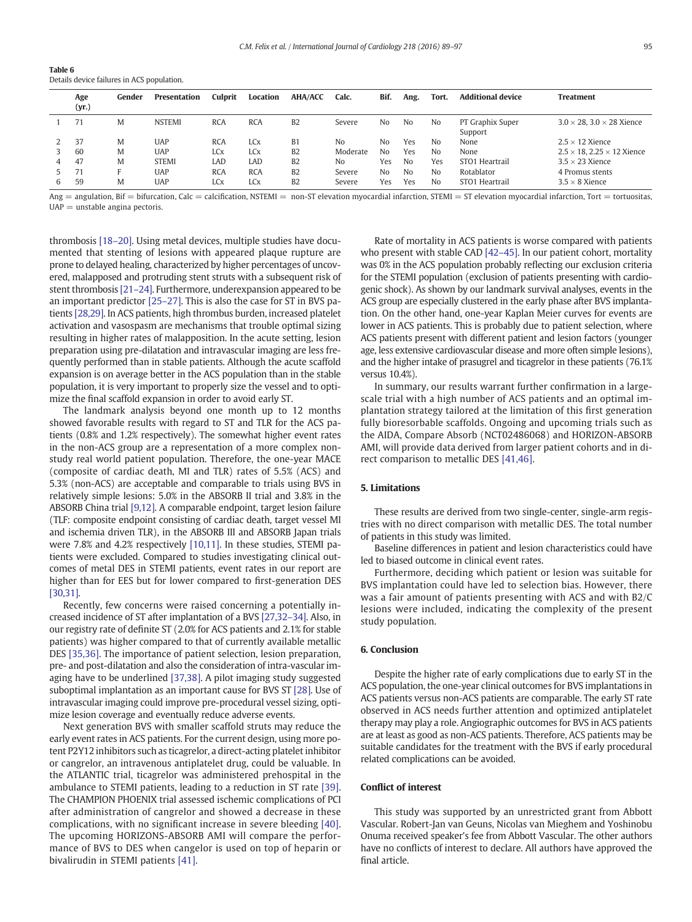Table 6
Details device failures in ACS population.

| | Age (yr.) | Gender | Presentation | Culprit | Location | AHA/ACC | Calc. | Bif. | Ang. | Tort. | Additional device | Treatment |
|---|---|---|---|---|---|---|---|---|---|---|---|---|
| 1 | 71 | M | NSTEMI | RCA | RCA | B2 | Severe | No | No | No | PT Graphix Super Support | 3.0 × 28, 3.0 × 28 Xience |
| 2 | 37 | M | UAP | RCA | LCx | B1 | No | No | Yes | No | None | 2.5 × 12 Xience |
| 3 | 60 | M | UAP | LCx | LCx | B2 | Moderate | No | Yes | No | None | 2.5 × 18, 2.25 × 12 Xience |
| 4 | 47 | M | STEMI | LAD | LAD | B2 | No | Yes | No | Yes | STO1 Heartrail | 3.5 × 23 Xience |
| 5 | 71 | F | UAP | RCA | RCA | B2 | Severe | No | No | No | Rotablator | 4 Promus stents |
| 6 | 59 | M | UAP | LCx | LCx | B2 | Severe | Yes | Yes | No | STO1 Heartrail | 3.5 × 8 Xience |

Ang = angulation, Bif = bifurcation, Calc = calcification, NSTEMI = non-ST elevation myocardial infarction, STEMI = ST elevation myocardial infarction, Tort = tortuositas, UAP = unstable angina pectoris.

thrombosis [18–20]. Using metal devices, multiple studies have documented that stenting of lesions with appeared plaque rupture are prone to delayed healing, characterized by higher percentages of uncovered, malapposed and protruding stent struts with a subsequent risk of stent thrombosis [21–24]. Furthermore, underexpansion appeared to be an important predictor [25–27]. This is also the case for ST in BVS patients [28,29]. In ACS patients, high thrombus burden, increased platelet activation and vasospasm are mechanisms that trouble optimal sizing resulting in higher rates of malapposition. In the acute setting, lesion preparation using pre-dilatation and intravascular imaging are less frequently performed than in stable patients. Although the acute scaffold expansion is on average better in the ACS population than in the stable population, it is very important to properly size the vessel and to optimize the final scaffold expansion in order to avoid early ST.

The landmark analysis beyond one month up to 12 months showed favorable results with regard to ST and TLR for the ACS patients (0.8% and 1.2% respectively). The somewhat higher event rates in the non-ACS group are a representation of a more complex non-study real world patient population. Therefore, the one-year MACE (composite of cardiac death, MI and TLR) rates of 5.5% (ACS) and 5.3% (non-ACS) are acceptable and comparable to trials using BVS in relatively simple lesions: 5.0% in the ABSORB II trial and 3.8% in the ABSORB China trial [9,12]. A comparable endpoint, target lesion failure (TLF: composite endpoint consisting of cardiac death, target vessel MI and ischemia driven TLR), in the ABSORB III and ABSORB Japan trials were 7.8% and 4.2% respectively [10,11]. In these studies, STEMI patients were excluded. Compared to studies investigating clinical outcomes of metal DES in STEMI patients, event rates in our report are higher than for EES but for lower compared to first-generation DES [30,31].

Recently, few concerns were raised concerning a potentially increased incidence of ST after implantation of a BVS [27,32–34]. Also, in our registry rate of definite ST (2.0% for ACS patients and 2.1% for stable patients) was higher compared to that of currently available metallic DES [35,36]. The importance of patient selection, lesion preparation, pre- and post-dilatation and also the consideration of intra-vascular imaging have to be underlined [37,38]. A pilot imaging study suggested suboptimal implantation as an important cause for BVS ST [28]. Use of intravascular imaging could improve pre-procedural vessel sizing, optimize lesion coverage and eventually reduce adverse events.

Next generation BVS with smaller scaffold struts may reduce the early event rates in ACS patients. For the current design, using more potent P2Y12 inhibitors such as ticagrelor, a direct-acting platelet inhibitor or cangrelor, an intravenous antiplatelet drug, could be valuable. In the ATLANTIC trial, ticagrelor was administered prehospital in the ambulance to STEMI patients, leading to a reduction in ST rate [39]. The CHAMPION PHOENIX trial assessed ischemic complications of PCI after administration of cangrelor and showed a decrease in these complications, with no significant increase in severe bleeding [40]. The upcoming HORIZONS-ABSORB AMI will compare the performance of BVS to DES when cangelor is used on top of heparin or bivalirudin in STEMI patients [41].

Rate of mortality in ACS patients is worse compared with patients who present with stable CAD [42–45]. In our patient cohort, mortality was 0% in the ACS population probably reflecting our exclusion criteria for the STEMI population (exclusion of patients presenting with cardiogenic shock). As shown by our landmark survival analyses, events in the ACS group are especially clustered in the early phase after BVS implantation. On the other hand, one-year Kaplan Meier curves for events are lower in ACS patients. This is probably due to patient selection, where ACS patients present with different patient and lesion factors (younger age, less extensive cardiovascular disease and more often simple lesions), and the higher intake of prasugrel and ticagrelor in these patients (76.1% versus 10.4%).

In summary, our results warrant further confirmation in a large-scale trial with a high number of ACS patients and an optimal implantation strategy tailored at the limitation of this first generation fully bioresorbable scaffolds. Ongoing and upcoming trials such as the AIDA, Compare Absorb (NCT02486068) and HORIZON-ABSORB AMI, will provide data derived from larger patient cohorts and in direct comparison to metallic DES [41,46].

## 5. Limitations

These results are derived from two single-center, single-arm registries with no direct comparison with metallic DES. The total number of patients in this study was limited.

Baseline differences in patient and lesion characteristics could have led to biased outcome in clinical event rates.

Furthermore, deciding which patient or lesion was suitable for BVS implantation could have led to selection bias. However, there was a fair amount of patients presenting with ACS and with B2/C lesions were included, indicating the complexity of the present study population.

## 6. Conclusion

Despite the higher rate of early complications due to early ST in the ACS population, the one-year clinical outcomes for BVS implantations in ACS patients versus non-ACS patients are comparable. The early ST rate observed in ACS needs further attention and optimized antiplatelet therapy may play a role. Angiographic outcomes for BVS in ACS patients are at least as good as non-ACS patients. Therefore, ACS patients may be suitable candidates for the treatment with the BVS if early procedural related complications can be avoided.

## Conflict of interest

This study was supported by an unrestricted grant from Abbott Vascular. Robert-Jan van Geuns, Nicolas van Mieghem and Yoshinobu Onuma received speaker's fee from Abbott Vascular. The other authors have no conflicts of interest to declare. All authors have approved the final article.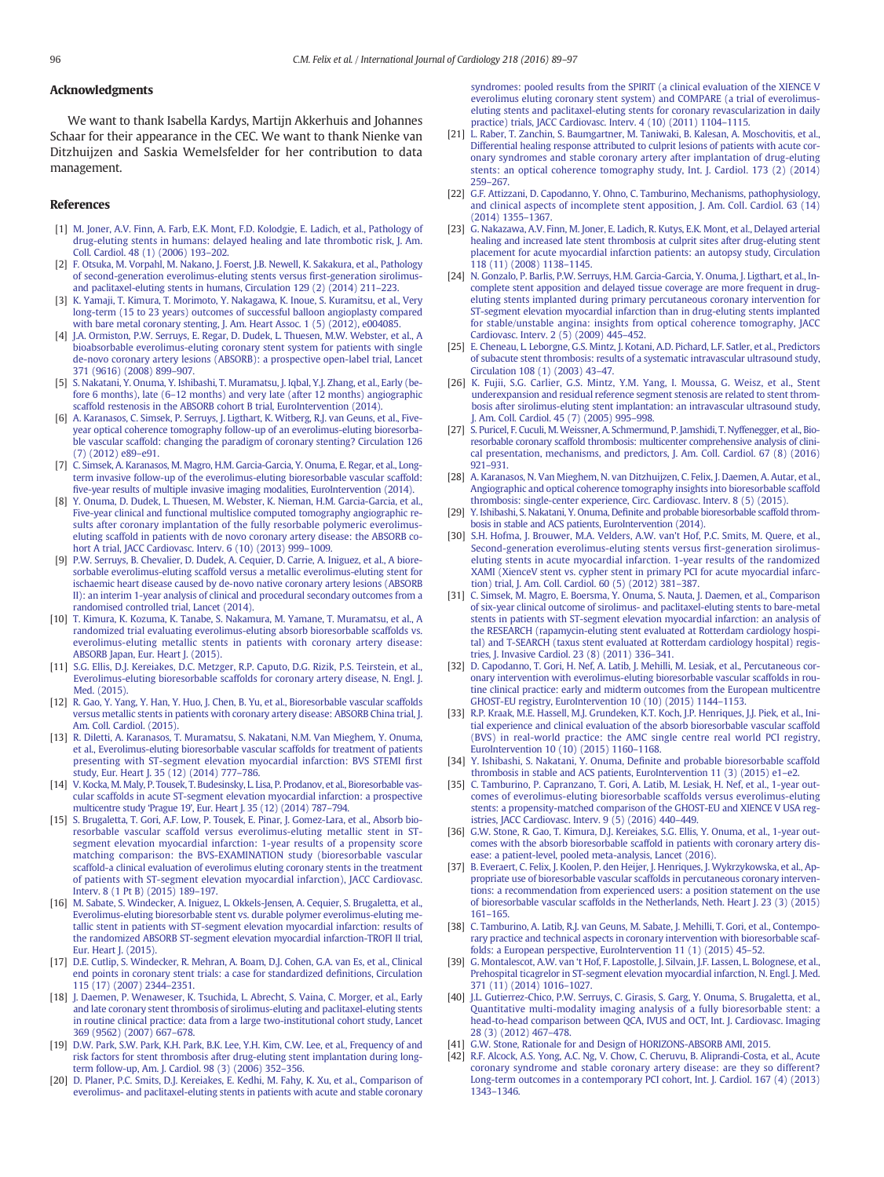## Acknowledgments

We want to thank Isabella Kardys, Martijn Akkerhuis and Johannes Schaar for their appearance in the CEC. We want to thank Nienke van Ditzhuijzen and Saskia Wemelsfelder for her contribution to data management.

## References

[1] M. Joner, A.V. Finn, A. Farb, E.K. Mont, F.D. Kolodgie, E. Ladich, et al., Pathology of drug-eluting stents in humans: delayed healing and late thrombotic risk, J. Am. Coll. Cardiol. 48 (1) (2006) 193–202.

[2] F. Otsuka, M. Vorpahl, M. Nakano, J. Foerst, J.B. Newell, K. Sakakura, et al., Pathology of second-generation everolimus-eluting stents versus first-generation sirolimus- and paclitaxel-eluting stents in humans, Circulation 129 (2) (2014) 211–223.

[3] K. Yamaji, T. Kimura, T. Morimoto, Y. Nakagawa, K. Inoue, S. Kuramitsu, et al., Very long-term (15 to 23 years) outcomes of successful balloon angioplasty compared with bare metal coronary stenting, J. Am. Heart Assoc. 1 (5) (2012), e004085.

[4] J.A. Ormiston, P.W. Serruys, E. Regar, D. Dudek, L. Thuesen, M.W. Webster, et al., A bioabsorbable everolimus-eluting coronary stent system for patients with single de-novo coronary artery lesions (ABSORB): a prospective open-label trial, Lancet 371 (9616) (2008) 899–907.

[5] S. Nakatani, Y. Onuma, Y. Ishibashi, T. Muramatsu, J. Iqbal, Y.J. Zhang, et al., Early (before 6 months), late (6–12 months) and very late (after 12 months) angiographic scaffold restenosis in the ABSORB cohort B trial, EuroIntervention (2014).

[6] A. Karanasos, C. Simsek, P. Serruys, J. Ligthart, K. Witberg, R.J. van Geuns, et al., Five-year optical coherence tomography follow-up of an everolimus-eluting bioresorbable vascular scaffold: changing the paradigm of coronary stenting? Circulation 126 (7) (2012) e89–e91.

[7] C. Simsek, A. Karanasos, M. Magro, H.M. Garcia-Garcia, Y. Onuma, E. Regar, et al., Long-term invasive follow-up of the everolimus-eluting bioresorbable vascular scaffold: five-year results of multiple invasive imaging modalities, EuroIntervention (2014).

[8] Y. Onuma, D. Dudek, L. Thuesen, M. Webster, K. Nieman, H.M. Garcia-Garcia, et al., Five-year clinical and functional multislice computed tomography angiographic results after coronary implantation of the fully resorbable polymeric everolimus-eluting scaffold in patients with de novo coronary artery disease: the ABSORB cohort A trial, JACC Cardiovasc. Interv. 6 (10) (2013) 999–1009.

[9] P.W. Serruys, B. Chevalier, D. Dudek, A. Cequier, D. Carrie, A. Iniguez, et al., A bioresorbable everolimus-eluting scaffold versus a metallic everolimus-eluting stent for ischaemic heart disease caused by de-novo native coronary artery lesions (ABSORB II): an interim 1-year analysis of clinical and procedural secondary outcomes from a randomised controlled trial, Lancet (2014).

[10] T. Kimura, K. Kozuma, K. Tanabe, S. Nakamura, M. Yamane, T. Muramatsu, et al., A randomized trial evaluating everolimus-eluting absorb bioresorbable scaffolds vs. everolimus-eluting metallic stents in patients with coronary artery disease: ABSORB Japan, Eur. Heart J. (2015).

[11] S.G. Ellis, D.J. Kereiakes, D.C. Metzger, R.P. Caputo, D.G. Rizik, P.S. Teirstein, et al., Everolimus-eluting bioresorbable scaffolds for coronary artery disease, N. Engl. J. Med. (2015).

[12] R. Gao, Y. Yang, Y. Han, Y. Huo, J. Chen, B. Yu, et al., Bioresorbable vascular scaffolds versus metallic stents in patients with coronary artery disease: ABSORB China trial, J. Am. Coll. Cardiol. (2015).

[13] R. Diletti, A. Karanasos, T. Muramatsu, S. Nakatani, N.M. Van Mieghem, Y. Onuma, et al., Everolimus-eluting bioresorbable vascular scaffolds for treatment of patients presenting with ST-segment elevation myocardial infarction: BVS STEMI first study, Eur. Heart J. 35 (12) (2014) 777–786.

[14] V. Kocka, M. Maly, P. Tousek, T. Budesinsky, L. Lisa, P. Prodanov, et al., Bioresorbable vascular scaffolds in acute ST-segment elevation myocardial infarction: a prospective multicentre study 'Prague 19', Eur. Heart J. 35 (12) (2014) 787–794.

[15] S. Brugaletta, T. Gori, A.F. Low, P. Tousek, E. Pinar, J. Gomez-Lara, et al., Absorb bioresorbable vascular scaffold versus everolimus-eluting metallic stent in ST-segment elevation myocardial infarction: 1-year results of a propensity score matching comparison: the BVS-EXAMINATION study (bioresorbable vascular scaffold-a clinical evaluation of everolimus eluting coronary stents in the treatment of patients with ST-segment elevation myocardial infarction), JACC Cardiovasc. Interv. 8 (1 Pt B) (2015) 189–197.

[16] M. Sabate, S. Windecker, A. Iniguez, L. Okkels-Jensen, A. Cequier, S. Brugaletta, et al., Everolimus-eluting bioresorbable stent vs. durable polymer everolimus-eluting metallic stent in patients with ST-segment elevation myocardial infarction: results of the randomized ABSORB ST-segment elevation myocardial infarction-TROFI II trial, Eur. Heart J. (2015).

[17] D.E. Cutlip, S. Windecker, R. Mehran, A. Boam, D.J. Cohen, G.A. van Es, et al., Clinical end points in coronary stent trials: a case for standardized definitions, Circulation 115 (17) (2007) 2344–2351.

[18] J. Daemen, P. Wenaweser, K. Tsuchida, L. Abrecht, S. Vaina, C. Morger, et al., Early and late coronary stent thrombosis of sirolimus-eluting and paclitaxel-eluting stents in routine clinical practice: data from a large two-institutional cohort study, Lancet 369 (9562) (2007) 667–678.

[19] D.W. Park, S.W. Park, K.H. Park, B.K. Lee, Y.H. Kim, C.W. Lee, et al., Frequency of and risk factors for stent thrombosis after drug-eluting stent implantation during long-term follow-up, Am. J. Cardiol. 98 (3) (2006) 352–356.

[20] D. Planer, P.C. Smits, D.J. Kereiakes, E. Kedhi, M. Fahy, K. Xu, et al., Comparison of everolimus- and paclitaxel-eluting stents in patients with acute and stable coronary syndromes: pooled results from the SPIRIT (a clinical evaluation of the XIENCE V everolimus eluting coronary stent system) and COMPARE (a trial of everolimus-eluting stents and paclitaxel-eluting stents for coronary revascularization in daily practice) trials, JACC Cardiovasc. Interv. 4 (10) (2011) 1104–1115.

[21] L. Raber, T. Zanchin, S. Baumgartner, M. Taniwaki, B. Kalesan, A. Moschovitis, et al., Differential healing response attributed to culprit lesions of patients with acute coronary syndromes and stable coronary artery after implantation of drug-eluting stents: an optical coherence tomography study, Int. J. Cardiol. 173 (2) (2014) 259–267.

[22] G.F. Attizzani, D. Capodanno, Y. Ohno, C. Tamburino, Mechanisms, pathophysiology, and clinical aspects of incomplete stent apposition, J. Am. Coll. Cardiol. 63 (14) (2014) 1355–1367.

[23] G. Nakazawa, A.V. Finn, M. Joner, E. Ladich, R. Kutys, E.K. Mont, et al., Delayed arterial healing and increased late stent thrombosis at culprit sites after drug-eluting stent placement for acute myocardial infarction patients: an autopsy study, Circulation 118 (11) (2008) 1138–1145.

[24] N. Gonzalo, P. Barlis, P.W. Serruys, H.M. Garcia-Garcia, Y. Onuma, J. Ligthart, et al., Incomplete stent apposition and delayed tissue coverage are more frequent in drug-eluting stents implanted during primary percutaneous coronary intervention for ST-segment elevation myocardial infarction than in drug-eluting stents implanted for stable/unstable angina: insights from optical coherence tomography, JACC Cardiovasc. Interv. 2 (5) (2009) 445–452.

[25] E. Cheneau, L. Leborgne, G.S. Mintz, J. Kotani, A.D. Pichard, L.F. Satler, et al., Predictors of subacute stent thrombosis: results of a systematic intravascular ultrasound study, Circulation 108 (1) (2003) 43–47.

[26] K. Fujii, S.G. Carlier, G.S. Mintz, Y.M. Yang, I. Moussa, G. Weisz, et al., Stent underexpansion and residual reference segment stenosis are related to stent thrombosis after sirolimus-eluting stent implantation: an intravascular ultrasound study, J. Am. Coll. Cardiol. 45 (7) (2005) 995–998.

[27] S. Puricel, F. Cuculi, M. Weissner, A. Schmermund, P. Jamshidi, T. Nyffenegger, et al., Bioresorbable coronary scaffold thrombosis: multicenter comprehensive analysis of clinical presentation, mechanisms, and predictors, J. Am. Coll. Cardiol. 67 (8) (2016) 921–931.

[28] A. Karanasos, N. Van Mieghem, N. van Ditzhuijzen, C. Felix, J. Daemen, A. Autar, et al., Angiographic and optical coherence tomography insights into bioresorbable scaffold thrombosis: single-center experience, Circ. Cardiovasc. Interv. 8 (5) (2015).

[29] Y. Ishibashi, S. Nakatani, Y. Onuma, Definite and probable bioresorbable scaffold thrombosis in stable and ACS patients, EuroIntervention (2014).

[30] S.H. Hofma, J. Brouwer, M.A. Velders, A.W. van't Hof, P.C. Smits, M. Quere, et al., Second-generation everolimus-eluting stents versus first-generation sirolimus-eluting stents in acute myocardial infarction. 1-year results of the randomized XAMI (XienceV stent vs. cypher stent in primary PCI for acute myocardial infarction) trial, J. Am. Coll. Cardiol. 60 (5) (2012) 381–387.

[31] C. Simsek, M. Magro, E. Boersma, Y. Onuma, S. Nauta, J. Daemen, et al., Comparison of six-year clinical outcome of sirolimus- and paclitaxel-eluting stents to bare-metal stents in patients with ST-segment elevation myocardial infarction: an analysis of the RESEARCH (rapamycin-eluting stent evaluated at Rotterdam cardiology hospital) and T-SEARCH (taxus stent evaluated at Rotterdam cardiology hospital) registries, J. Invasive Cardiol. 23 (8) (2011) 336–341.

[32] D. Capodanno, T. Gori, H. Nef, A. Latib, J. Mehilli, M. Lesiak, et al., Percutaneous coronary intervention with everolimus-eluting bioresorbable vascular scaffolds in routine clinical practice: early and midterm outcomes from the European multicentre GHOST-EU registry, EuroIntervention 10 (10) (2015) 1144–1153.

[33] R.P. Kraak, M.E. Hassell, M.J. Grundeken, K.T. Koch, J.P. Henriques, J.J. Piek, et al., Initial experience and clinical evaluation of the absorb bioresorbable vascular scaffold (BVS) in real-world practice: the AMC single centre real world PCI registry, EuroIntervention 10 (10) (2015) 1160–1168.

[34] Y. Ishibashi, S. Nakatani, Y. Onuma, Definite and probable bioresorbable scaffold thrombosis in stable and ACS patients, EuroIntervention 11 (3) (2015) e1–e2.

[35] C. Tamburino, P. Capranzano, T. Gori, A. Latib, M. Lesiak, H. Nef, et al., 1-year outcomes of everolimus-eluting bioresorbable scaffolds versus everolimus-eluting stents: a propensity-matched comparison of the GHOST-EU and XIENCE V USA registries, JACC Cardiovasc. Interv. 9 (5) (2016) 440–449.

[36] G.W. Stone, R. Gao, T. Kimura, D.J. Kereiakes, S.G. Ellis, Y. Onuma, et al., 1-year outcomes with the absorb bioresorbable scaffold in patients with coronary artery disease: a patient-level, pooled meta-analysis, Lancet (2016).

[37] B. Everaert, C. Felix, J. Koolen, P. den Heijer, J. Henriques, J. Wykrzykowska, et al., Appropriate use of bioresorbable vascular scaffolds in percutaneous coronary interventions: a recommendation from experienced users: a position statement on the use of bioresorbable vascular scaffolds in the Netherlands, Neth. Heart J. 23 (3) (2015) 161–165.

[38] C. Tamburino, A. Latib, R.J. van Geuns, M. Sabate, J. Mehilli, T. Gori, et al., Contemporary practice and technical aspects in coronary intervention with bioresorbable scaffolds: a European perspective, EuroIntervention 11 (1) (2015) 45–52.

[39] G. Montalescot, A.W. van 't Hof, F. Lapostolle, J. Silvain, J.F. Lassen, L. Bolognese, et al., Prehospital ticagrelor in ST-segment elevation myocardial infarction, N. Engl. J. Med. 371 (11) (2014) 1016–1027.

[40] J.L. Gutierrez-Chico, P.W. Serruys, C. Girasis, S. Garg, Y. Onuma, S. Brugaletta, et al., Quantitative multi-modality imaging analysis of a fully bioresorbable stent: a head-to-head comparison between QCA, IVUS and OCT, Int. J. Cardiovasc. Imaging 28 (3) (2012) 467–478.

[41] G.W. Stone, Rationale for and Design of HORIZONS-ABSORB AMI, 2015.

[42] R.F. Alcock, A.S. Yong, A.C. Ng, V. Chow, C. Cheruvu, B. Aliprandi-Costa, et al., Acute coronary syndrome and stable coronary artery disease: are they so different? Long-term outcomes in a contemporary PCI cohort, Int. J. Cardiol. 167 (4) (2013) 1343–1346.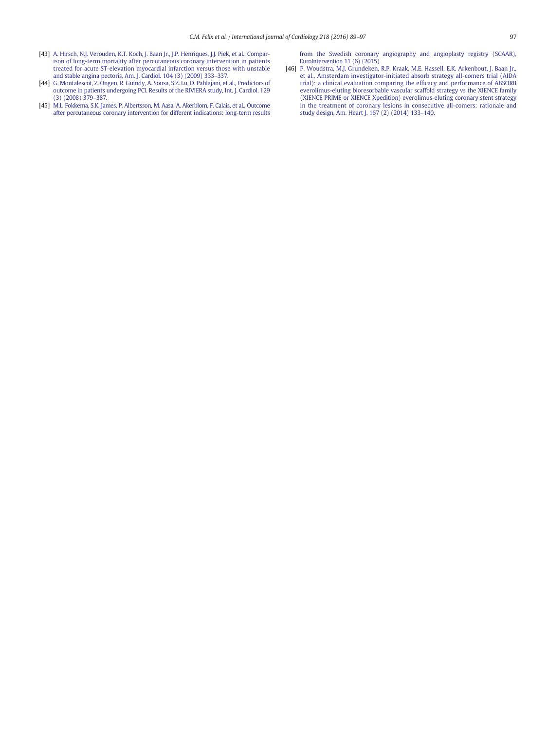[43] A. Hirsch, N.J. Verouden, K.T. Koch, J. Baan Jr., J.P. Henriques, J.J. Piek, et al., Comparison of long-term mortality after percutaneous coronary intervention in patients treated for acute ST-elevation myocardial infarction versus those with unstable and stable angina pectoris, Am. J. Cardiol. 104 (3) (2009) 333–337.

[44] G. Montalescot, Z. Ongen, R. Guindy, A. Sousa, S.Z. Lu, D. Pahlajani, et al., Predictors of outcome in patients undergoing PCI. Results of the RIVIERA study, Int. J. Cardiol. 129 (3) (2008) 379–387.

[45] M.L. Fokkema, S.K. James, P. Albertsson, M. Aasa, A. Akerblom, F. Calais, et al., Outcome after percutaneous coronary intervention for different indications: long-term results from the Swedish coronary angiography and angioplasty registry (SCAAR), EuroIntervention 11 (6) (2015).

[46] P. Woudstra, M.J. Grundeken, R.P. Kraak, M.E. Hassell, E.K. Arkenbout, J. Baan Jr., et al., Amsterdam investigator-initiated absorb strategy all-comers trial (AIDA trial): a clinical evaluation comparing the efficacy and performance of ABSORB everolimus-eluting bioresorbable vascular scaffold strategy vs the XIENCE family (XIENCE PRIME or XIENCE Xpedition) everolimus-eluting coronary stent strategy in the treatment of coronary lesions in consecutive all-comers: rationale and study design, Am. Heart J. 167 (2) (2014) 133–140.